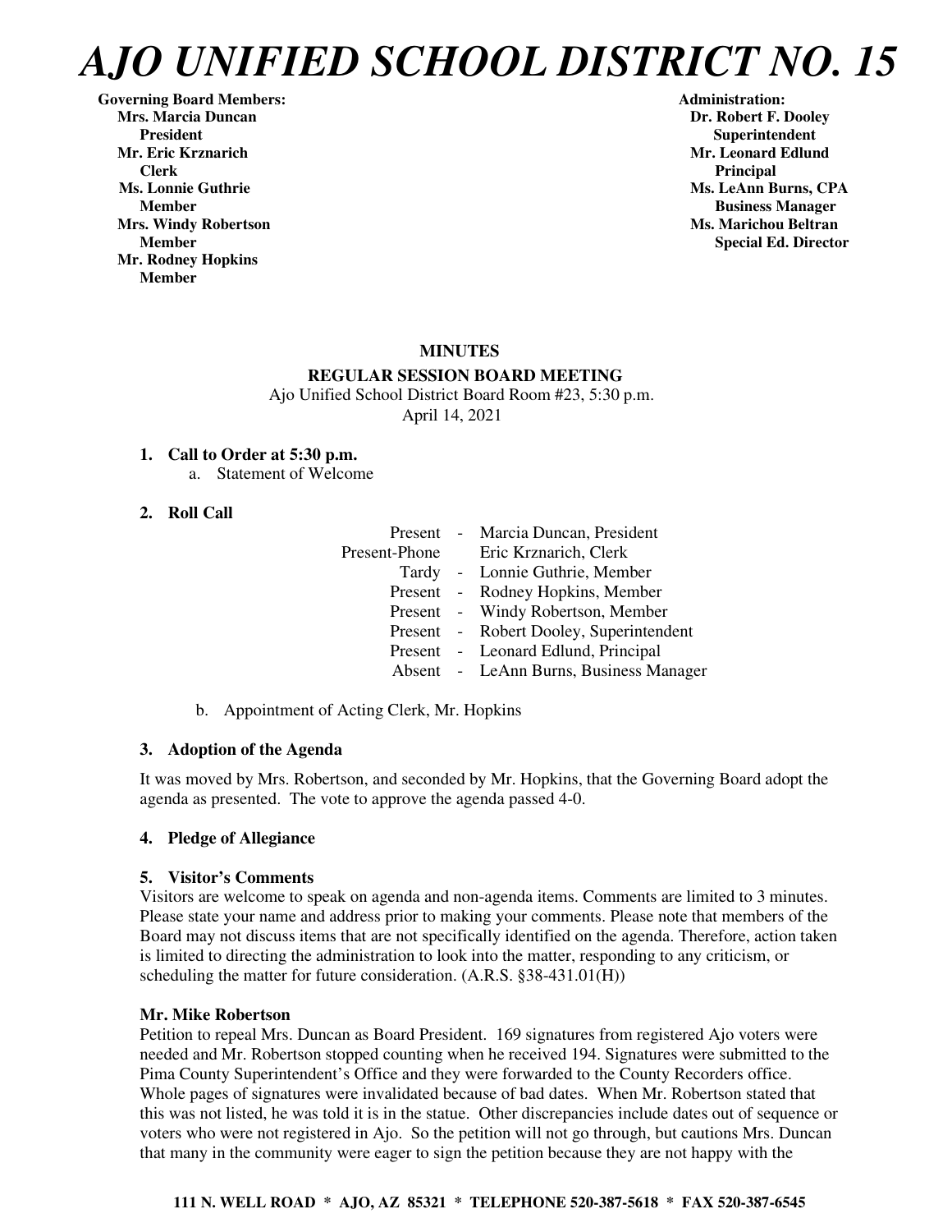# *AJO UNIFIED SCHOOL DISTRICT NO. 15*

**Governing Board Members:**
**Mrs. Marcia Duncan**
**President**
**Mr. Eric Krznarich**
**Clerk**
**Ms. Lonnie Guthrie**
**Member**
**Mrs. Windy Robertson**
**Member**
**Mr. Rodney Hopkins**
**Member**

**Administration:**
**Dr. Robert F. Dooley**
**Superintendent**
**Mr. Leonard Edlund**
**Principal**
**Ms. LeAnn Burns, CPA**
**Business Manager**
**Ms. Marichou Beltran**
**Special Ed. Director**

**MINUTES**

**REGULAR SESSION BOARD MEETING**

Ajo Unified School District Board Room #23, 5:30 p.m.
April 14, 2021

1. **Call to Order at 5:30 p.m.**
   a. Statement of Welcome

2. **Roll Call**

| | | |
|---|---|---|
| Present | - | Marcia Duncan, President |
| Present-Phone | | Eric Krznarich, Clerk |
| Tardy | - | Lonnie Guthrie, Member |
| Present | - | Rodney Hopkins, Member |
| Present | - | Windy Robertson, Member |
| Present | - | Robert Dooley, Superintendent |
| Present | - | Leonard Edlund, Principal |
| Absent | - | LeAnn Burns, Business Manager |

   b. Appointment of Acting Clerk, Mr. Hopkins

3. **Adoption of the Agenda**

It was moved by Mrs. Robertson, and seconded by Mr. Hopkins, that the Governing Board adopt the agenda as presented. The vote to approve the agenda passed 4-0.

4. **Pledge of Allegiance**

5. **Visitor's Comments**

Visitors are welcome to speak on agenda and non-agenda items. Comments are limited to 3 minutes. Please state your name and address prior to making your comments. Please note that members of the Board may not discuss items that are not specifically identified on the agenda. Therefore, action taken is limited to directing the administration to look into the matter, responding to any criticism, or scheduling the matter for future consideration. (A.R.S. §38-431.01(H))

**Mr. Mike Robertson**

Petition to repeal Mrs. Duncan as Board President. 169 signatures from registered Ajo voters were needed and Mr. Robertson stopped counting when he received 194. Signatures were submitted to the Pima County Superintendent's Office and they were forwarded to the County Recorders office. Whole pages of signatures were invalidated because of bad dates. When Mr. Robertson stated that this was not listed, he was told it is in the statue. Other discrepancies include dates out of sequence or voters who were not registered in Ajo. So the petition will not go through, but cautions Mrs. Duncan that many in the community were eager to sign the petition because they are not happy with the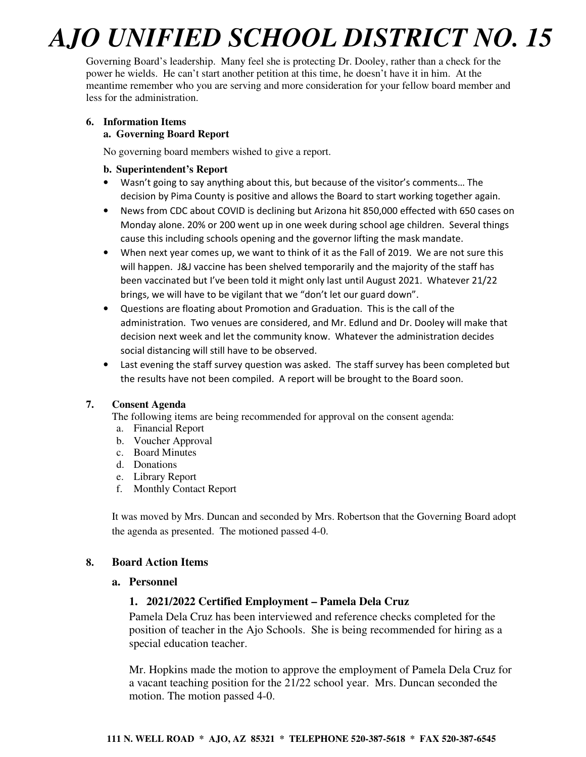Governing Board's leadership. Many feel she is protecting Dr. Dooley, rather than a check for the power he wields. He can't start another petition at this time, he doesn't have it in him. At the meantime remember who you are serving and more consideration for your fellow board member and less for the administration.

**6. Information Items**

**a. Governing Board Report**

No governing board members wished to give a report.

**b. Superintendent's Report**

- Wasn't going to say anything about this, but because of the visitor's comments… The decision by Pima County is positive and allows the Board to start working together again.
- News from CDC about COVID is declining but Arizona hit 850,000 effected with 650 cases on Monday alone. 20% or 200 went up in one week during school age children. Several things cause this including schools opening and the governor lifting the mask mandate.
- When next year comes up, we want to think of it as the Fall of 2019. We are not sure this will happen. J&J vaccine has been shelved temporarily and the majority of the staff has been vaccinated but I've been told it might only last until August 2021. Whatever 21/22 brings, we will have to be vigilant that we "don't let our guard down".
- Questions are floating about Promotion and Graduation. This is the call of the administration. Two venues are considered, and Mr. Edlund and Dr. Dooley will make that decision next week and let the community know. Whatever the administration decides social distancing will still have to be observed.
- Last evening the staff survey question was asked. The staff survey has been completed but the results have not been compiled. A report will be brought to the Board soon.

**7. Consent Agenda**

The following items are being recommended for approval on the consent agenda:

a. Financial Report
b. Voucher Approval
c. Board Minutes
d. Donations
e. Library Report
f. Monthly Contact Report

It was moved by Mrs. Duncan and seconded by Mrs. Robertson that the Governing Board adopt the agenda as presented. The motioned passed 4-0.

**8. Board Action Items**

**a. Personnel**

**1. 2021/2022 Certified Employment – Pamela Dela Cruz**

Pamela Dela Cruz has been interviewed and reference checks completed for the position of teacher in the Ajo Schools. She is being recommended for hiring as a special education teacher.

Mr. Hopkins made the motion to approve the employment of Pamela Dela Cruz for a vacant teaching position for the 21/22 school year. Mrs. Duncan seconded the motion. The motion passed 4-0.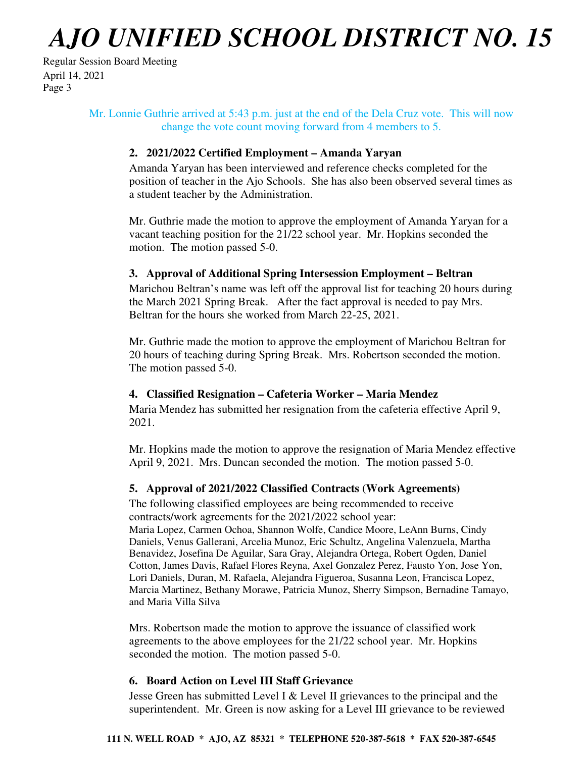Mr. Lonnie Guthrie arrived at 5:43 p.m. just at the end of the Dela Cruz vote. This will now change the vote count moving forward from 4 members to 5.

**2. 2021/2022 Certified Employment – Amanda Yaryan**

Amanda Yaryan has been interviewed and reference checks completed for the position of teacher in the Ajo Schools. She has also been observed several times as a student teacher by the Administration.

Mr. Guthrie made the motion to approve the employment of Amanda Yaryan for a vacant teaching position for the 21/22 school year. Mr. Hopkins seconded the motion. The motion passed 5-0.

**3. Approval of Additional Spring Intersession Employment – Beltran**

Marichou Beltran's name was left off the approval list for teaching 20 hours during the March 2021 Spring Break. After the fact approval is needed to pay Mrs. Beltran for the hours she worked from March 22-25, 2021.

Mr. Guthrie made the motion to approve the employment of Marichou Beltran for 20 hours of teaching during Spring Break. Mrs. Robertson seconded the motion. The motion passed 5-0.

**4. Classified Resignation – Cafeteria Worker – Maria Mendez**

Maria Mendez has submitted her resignation from the cafeteria effective April 9, 2021.

Mr. Hopkins made the motion to approve the resignation of Maria Mendez effective April 9, 2021. Mrs. Duncan seconded the motion. The motion passed 5-0.

**5. Approval of 2021/2022 Classified Contracts (Work Agreements)**

The following classified employees are being recommended to receive contracts/work agreements for the 2021/2022 school year:
Maria Lopez, Carmen Ochoa, Shannon Wolfe, Candice Moore, LeAnn Burns, Cindy Daniels, Venus Gallerani, Arcelia Munoz, Eric Schultz, Angelina Valenzuela, Martha Benavidez, Josefina De Aguilar, Sara Gray, Alejandra Ortega, Robert Ogden, Daniel Cotton, James Davis, Rafael Flores Reyna, Axel Gonzalez Perez, Fausto Yon, Jose Yon, Lori Daniels, Duran, M. Rafaela, Alejandra Figueroa, Susanna Leon, Francisca Lopez, Marcia Martinez, Bethany Morawe, Patricia Munoz, Sherry Simpson, Bernadine Tamayo, and Maria Villa Silva

Mrs. Robertson made the motion to approve the issuance of classified work agreements to the above employees for the 21/22 school year. Mr. Hopkins seconded the motion. The motion passed 5-0.

**6. Board Action on Level III Staff Grievance**

Jesse Green has submitted Level I & Level II grievances to the principal and the superintendent. Mr. Green is now asking for a Level III grievance to be reviewed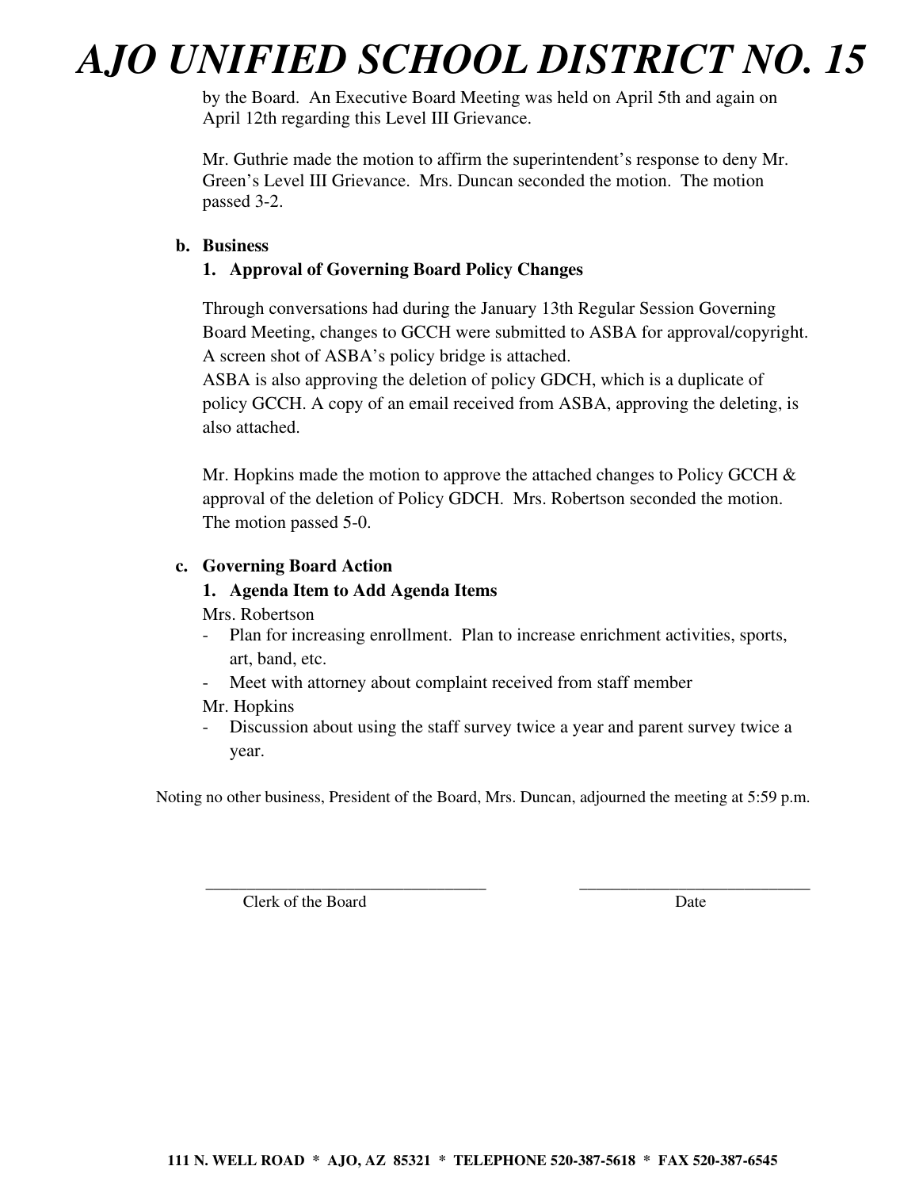by the Board. An Executive Board Meeting was held on April 5th and again on April 12th regarding this Level III Grievance.

Mr. Guthrie made the motion to affirm the superintendent's response to deny Mr. Green's Level III Grievance. Mrs. Duncan seconded the motion. The motion passed 3-2.

**b. Business**

**1. Approval of Governing Board Policy Changes**

Through conversations had during the January 13th Regular Session Governing Board Meeting, changes to GCCH were submitted to ASBA for approval/copyright. A screen shot of ASBA's policy bridge is attached.
ASBA is also approving the deletion of policy GDCH, which is a duplicate of policy GCCH. A copy of an email received from ASBA, approving the deleting, is also attached.

Mr. Hopkins made the motion to approve the attached changes to Policy GCCH & approval of the deletion of Policy GDCH. Mrs. Robertson seconded the motion. The motion passed 5-0.

**c. Governing Board Action**

**1. Agenda Item to Add Agenda Items**

Mrs. Robertson

- Plan for increasing enrollment. Plan to increase enrichment activities, sports, art, band, etc.
- Meet with attorney about complaint received from staff member

Mr. Hopkins

- Discussion about using the staff survey twice a year and parent survey twice a year.

Noting no other business, President of the Board, Mrs. Duncan, adjourned the meeting at 5:59 p.m.

\_\_\_\_\_\_\_\_\_\_\_\_\_\_\_\_\_\_\_\_\_\_\_\_\_\_\_\_\_\_\_\_\_\_ \_\_\_\_\_\_\_\_\_\_\_\_\_\_\_\_\_\_\_\_\_\_\_\_\_\_\_\_

Clerk of the Board Date